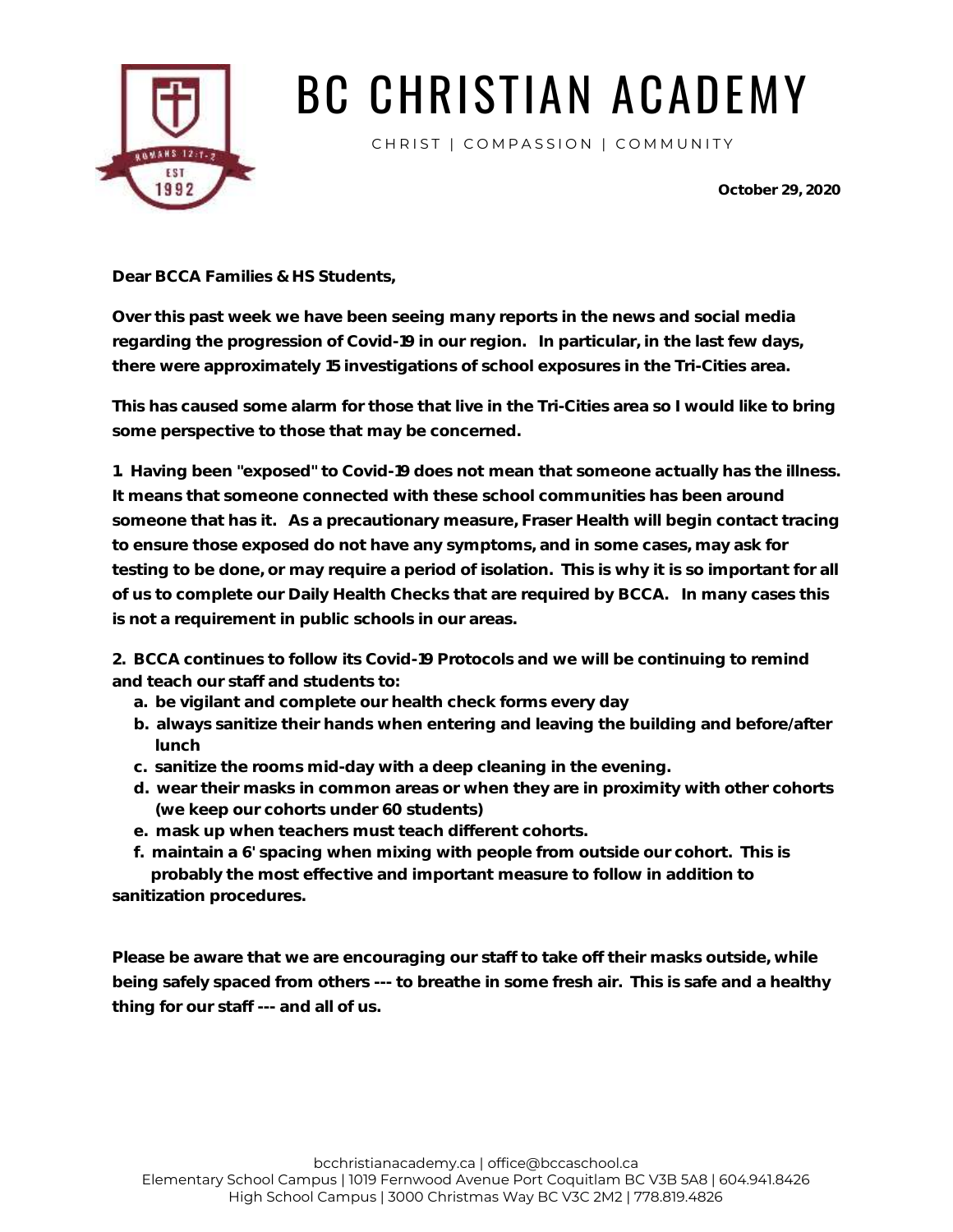# BC CHRISTIAN ACADEMY

CHRIST | COMPASSION | COMMUNITY

**October 29, 2020**

**Dear BCCA Families & HS Students,**

**Over this past week we have been seeing many reports in the news and social media regarding the progression of Covid-19 in our region. In particular, in the last few days, there were approximately 15 investigations of school exposures in the Tri-Cities area.**

**This has caused some alarm for those that live in the Tri-Cities area so I would like to bring some perspective to those that may be concerned.**

**1. Having been "exposed" to Covid-19 does not mean that someone actually has the illness. It means that someone connected with these school communities has been around someone that has it. As a precautionary measure, Fraser Health will begin contact tracing to ensure those exposed do not have any symptoms, and in some cases, may ask for testing to be done, or may require a period of isolation. This is why it is so important for all of us to complete our Daily Health Checks that are required by BCCA. In many cases this is not a requirement in public schools in our areas.**

**2. BCCA continues to follow its Covid-19 Protocols and we will be continuing to remind and teach our staff and students to:**

- **a. be vigilant and complete our health check forms every day**
- **b. always sanitize their hands when entering and leaving the building and before/after lunch**
- **c. sanitize the rooms mid-day with a deep cleaning in the evening.**
- **d. wear their masks in common areas or when they are in proximity with other cohorts (we keep our cohorts under 60 students)**
- **e. mask up when teachers must teach different cohorts.**
- **f. maintain a 6' spacing when mixing with people from outside our cohort. This is probably the most effective and important measure to follow in addition to sanitization procedures.**

**Please be aware that we are encouraging our staff to take off their masks outside, while being safely spaced from others --- to breathe in some fresh air. This is safe and a healthy thing for our staff --- and all of us.**

bcchristianacademy.ca | office@bccaschool.ca
Elementary School Campus | 1019 Fernwood Avenue Port Coquitlam BC V3B 5A8 | 604.941.8426
High School Campus | 3000 Christmas Way BC V3C 2M2 | 778.819.4826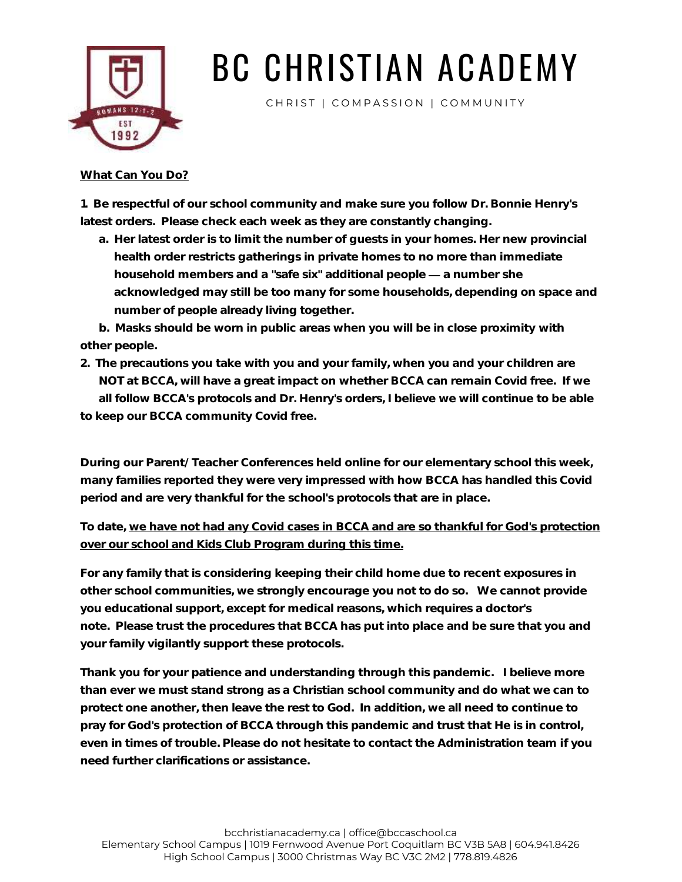# BC CHRISTIAN ACADEMY

CHRIST | COMPASSION | COMMUNITY

**<u>What Can You Do?</u>**

**1. Be respectful of our school community and make sure you follow Dr. Bonnie Henry's latest orders. Please check each week as they are constantly changing.**

   **a. Her latest order is to limit the number of guests in your homes. Her new provincial health order restricts gatherings in private homes to no more than immediate household members and a "safe six" additional people — a number she acknowledged may still be too many for some households, depending on space and number of people already living together.**

   **b. Masks should be worn in public areas when you will be in close proximity with other people.**

**2. The precautions you take with you and your family, when you and your children are NOT at BCCA, will have a great impact on whether BCCA can remain Covid free. If we all follow BCCA's protocols and Dr. Henry's orders, I believe we will continue to be able to keep our BCCA community Covid free.**

**During our Parent/ Teacher Conferences held online for our elementary school this week, many families reported they were very impressed with how BCCA has handled this Covid period and are very thankful for the school's protocols that are in place.**

**To date, <u>we have not had any Covid cases in BCCA and are so thankful for God's protection over our school and Kids Club Program during this time.</u>**

**For any family that is considering keeping their child home due to recent exposures in other school communities, we strongly encourage you not to do so. We cannot provide you educational support, except for medical reasons, which requires a doctor's note. Please trust the procedures that BCCA has put into place and be sure that you and your family vigilantly support these protocols.**

**Thank you for your patience and understanding through this pandemic. I believe more than ever we must stand strong as a Christian school community and do what we can to protect one another, then leave the rest to God. In addition, we all need to continue to pray for God's protection of BCCA through this pandemic and trust that He is in control, even in times of trouble. Please do not hesitate to contact the Administration team if you need further clarifications or assistance.**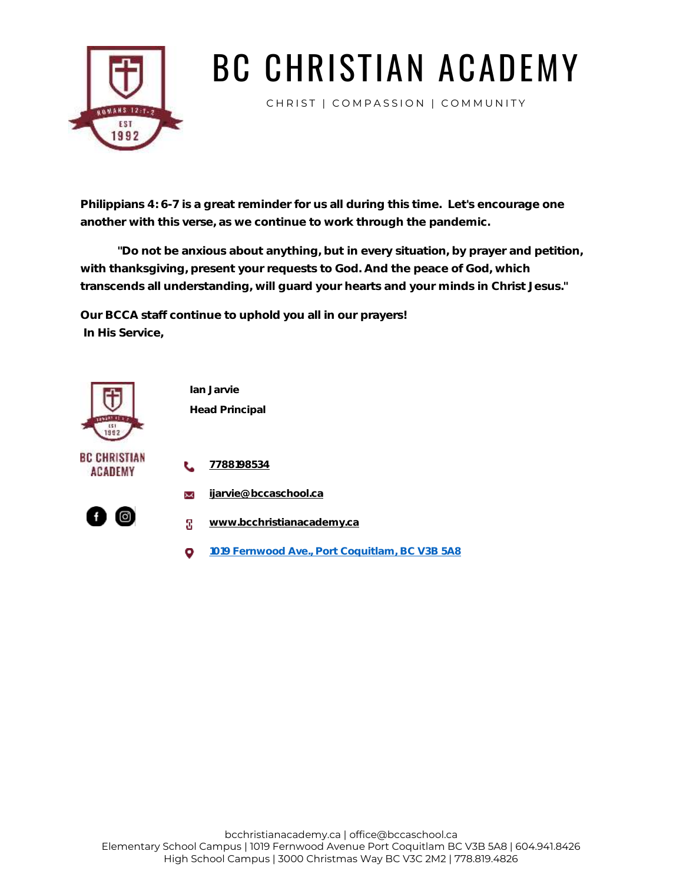# BC CHRISTIAN ACADEMY

CHRIST | COMPASSION | COMMUNITY

**Philippians 4: 6-7 is a great reminder for us all during this time. Let's encourage one another with this verse, as we continue to work through the pandemic.**

**"Do not be anxious about anything, but in every situation, by prayer and petition, with thanksgiving, present your requests to God. And the peace of God, which transcends all understanding, will guard your hearts and your minds in Christ Jesus."**

**Our BCCA staff continue to uphold you all in our prayers!**
**In His Service,**

BC CHRISTIAN ACADEMY

**Ian Jarvie**
**Head Principal**

7788198534

ijarvie@bccaschool.ca

www.bcchristianacademy.ca

1019 Fernwood Ave., Port Coquitlam, BC V3B 5A8

bcchristianacademy.ca | office@bccaschool.ca
Elementary School Campus | 1019 Fernwood Avenue Port Coquitlam BC V3B 5A8 | 604.941.8426
High School Campus | 3000 Christmas Way BC V3C 2M2 | 778.819.4826